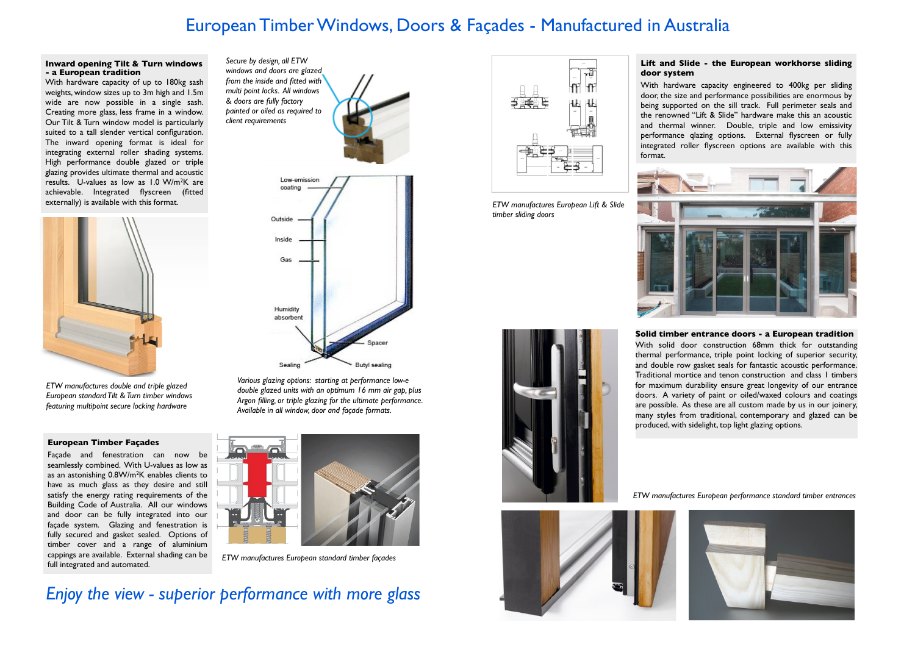# European Timber Windows, Doors & Façades - Manufactured in Australia

### Inward opening Tilt & Turn windows - a European tradition

With hardware capacity of up to 180kg sash weights, window sizes up to 3m high and 1.5m wide are now possible in a single sash. Creating more glass, less frame in a window. Our Tilt & Turn window model is particularly suited to a tall slender vertical configuration. The inward opening format is ideal for integrating external roller shading systems. High performance double glazed or triple glazing provides ultimate thermal and acoustic results. U-values as low as 1.0 W/m²K are achievable. Integrated flyscreen (fitted externally) is available with this format.

*ETW manufactures double and triple glazed European standard Tilt & Turn timber windows featuring multipoint secure locking hardware*

*Secure by design, all ETW windows and doors are glazed from the inside and fitted with multi point locks. All windows & doors are fully factory painted or oiled as required to client requirements*

Low-emission coating

Outside

Inside

Gas

Humidity absorbent

Spacer

Sealing

Butyl sealing

*Various glazing options: starting at performance low-e double glazed units with an optimum 16 mm air gap, plus Argon filling, or triple glazing for the ultimate performance. Available in all window, door and façade formats.*

### European Timber Façades

Façade and fenestration can now be seamlessly combined. With U-values as low as as an astonishing 0.8W/m²K enables clients to have as much glass as they desire and still satisfy the energy rating requirements of the Building Code of Australia. All our windows and door can be fully integrated into our façade system. Glazing and fenestration is fully secured and gasket sealed. Options of timber cover and a range of aluminium cappings are available. External shading can be full integrated and automated.

*ETW manufactures European standard timber façades*

## *Enjoy the view - superior performance with more glass*

*ETW manufactures European Lift & Slide timber sliding doors*

### Lift and Slide - the European workhorse sliding door system

With hardware capacity engineered to 400kg per sliding door, the size and performance possibilities are enormous by being supported on the sill track. Full perimeter seals and the renowned "Lift & Slide" hardware make this an acoustic and thermal winner. Double, triple and low emissivity performance qlazing options. External flyscreen or fully integrated roller flyscreen options are available with this format.

### Solid timber entrance doors - a European tradition

With solid door construction 68mm thick for outstanding thermal performance, triple point locking of superior security, and double row gasket seals for fantastic acoustic performance. Traditional mortice and tenon construction and class 1 timbers for maximum durability ensure great longevity of our entrance doors. A variety of paint or oiled/waxed colours and coatings are possible. As these are all custom made by us in our joinery, many styles from traditional, contemporary and glazed can be produced, with sidelight, top light glazing options.

*ETW manufactures European performance standard timber entrances*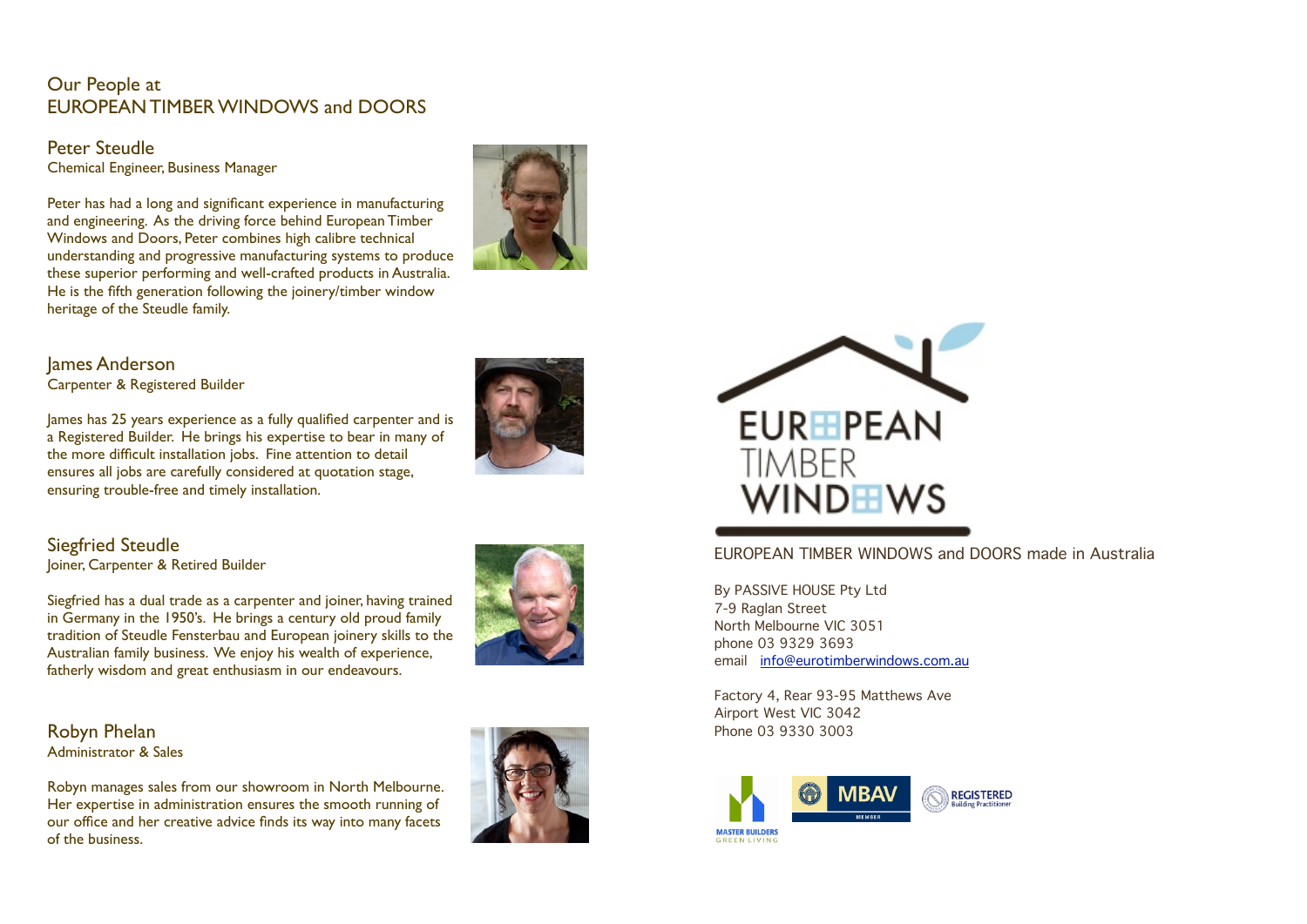# Our People at
# EUROPEAN TIMBER WINDOWS and DOORS

## Peter Steudle
Chemical Engineer, Business Manager

Peter has had a long and significant experience in manufacturing and engineering. As the driving force behind European Timber Windows and Doors, Peter combines high calibre technical understanding and progressive manufacturing systems to produce these superior performing and well-crafted products in Australia. He is the fifth generation following the joinery/timber window heritage of the Steudle family.

## James Anderson
Carpenter & Registered Builder

James has 25 years experience as a fully qualified carpenter and is a Registered Builder. He brings his expertise to bear in many of the more difficult installation jobs. Fine attention to detail ensures all jobs are carefully considered at quotation stage, ensuring trouble-free and timely installation.

## Siegfried Steudle
Joiner, Carpenter & Retired Builder

Siegfried has a dual trade as a carpenter and joiner, having trained in Germany in the 1950's. He brings a century old proud family tradition of Steudle Fensterbau and European joinery skills to the Australian family business. We enjoy his wealth of experience, fatherly wisdom and great enthusiasm in our endeavours.

## Robyn Phelan
Administrator & Sales

Robyn manages sales from our showroom in North Melbourne. Her expertise in administration ensures the smooth running of our office and her creative advice finds its way into many facets of the business.

EUROPEAN TIMBER WINDOWS

EUROPEAN TIMBER WINDOWS and DOORS made in Australia

By PASSIVE HOUSE Pty Ltd
7-9 Raglan Street
North Melbourne VIC 3051
phone 03 9329 3693
email info@eurotimberwindows.com.au

Factory 4, Rear 93-95 Matthews Ave
Airport West VIC 3042
Phone 03 9330 3003

MASTER BUILDERS GREEN LIVING | MBAV MEMBER | REGISTERED Building Practitioner